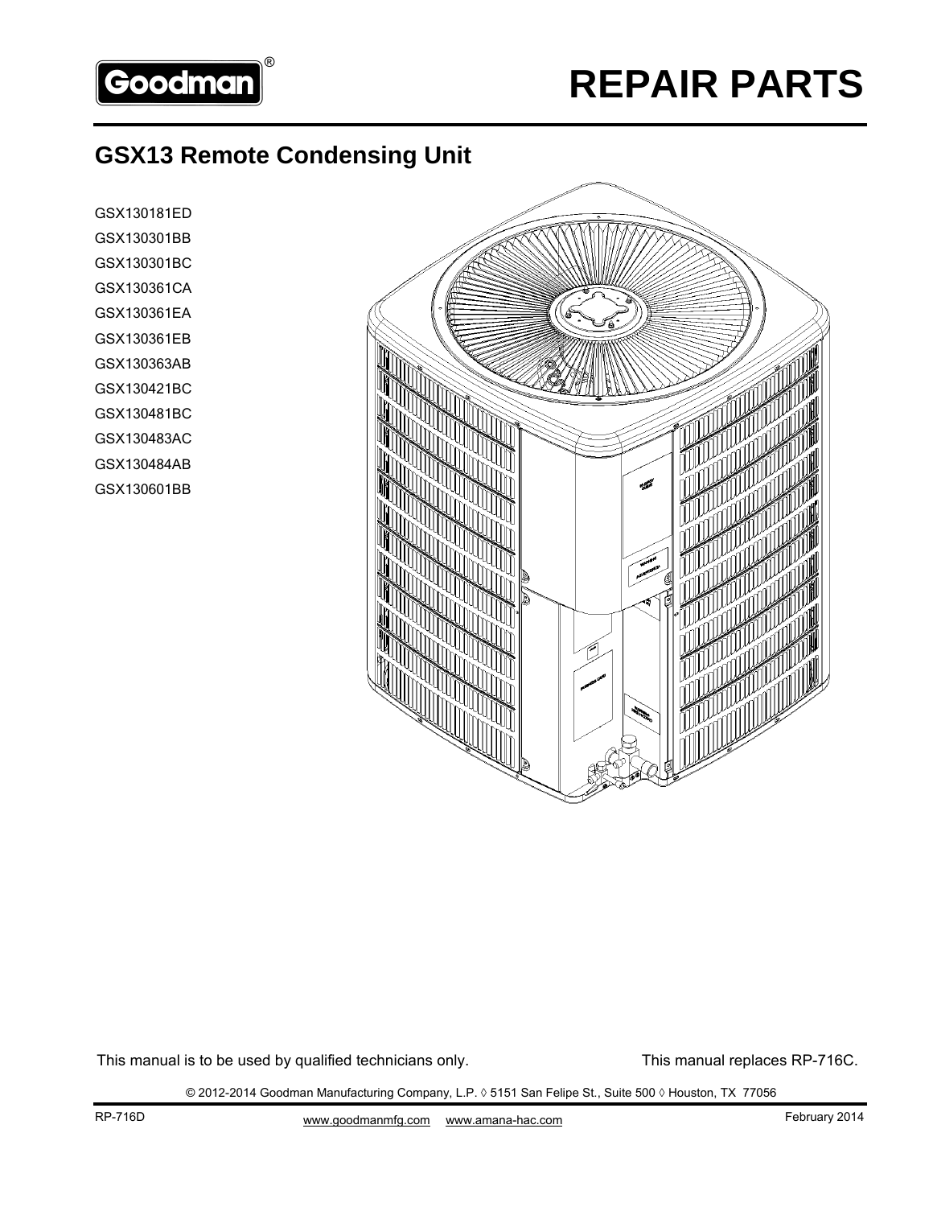Goodman®

# REPAIR PARTS

## GSX13 Remote Condensing Unit

GSX130181ED
GSX130301BB
GSX130301BC
GSX130361CA
GSX130361EA
GSX130361EB
GSX130363AB
GSX130421BC
GSX130481BC
GSX130483AC
GSX130484AB
GSX130601BB

This manual is to be used by qualified technicians only.

This manual replaces RP-716C.

© 2012-2014 Goodman Manufacturing Company, L.P. ◊ 5151 San Felipe St., Suite 500 ◊ Houston, TX 77056

RP-716D

www.goodmanmfg.com www.amana-hac.com

February 2014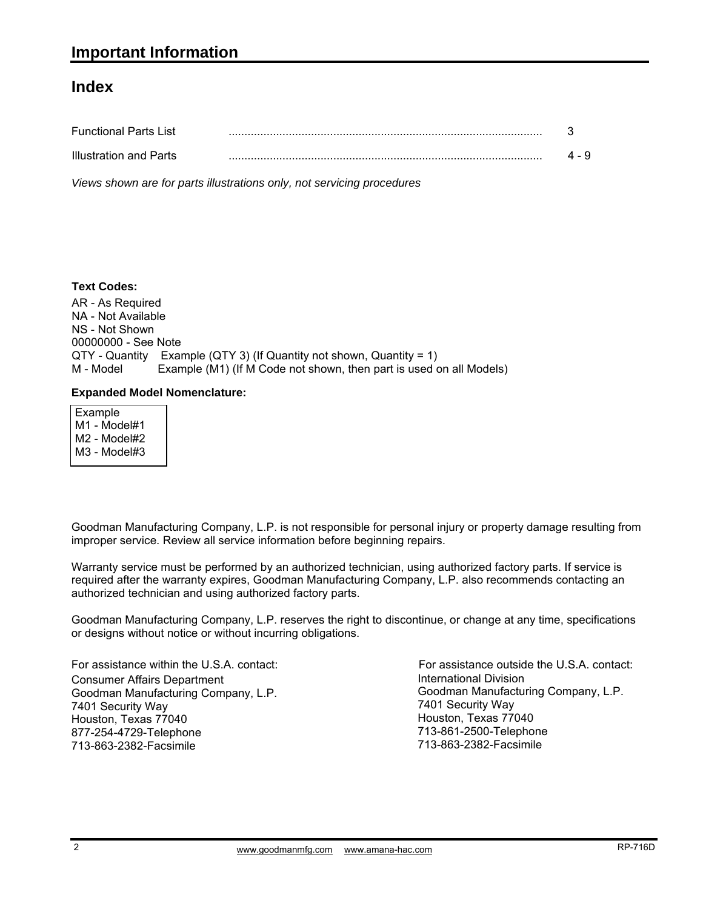# Important Information

## Index

| | | |
|---|---|---|
| Functional Parts List | .................................................................................................. | 3 |
| Illustration and Parts | .................................................................................................. | 4 - 9 |

*Views shown are for parts illustrations only, not servicing procedures*

**Text Codes:**

AR - As Required
NA - Not Available
NS - Not Shown
00000000 - See Note
QTY - Quantity Example (QTY 3) (If Quantity not shown, Quantity = 1)
M - Model Example (M1) (If M Code not shown, then part is used on all Models)

**Expanded Model Nomenclature:**

Example
M1 - Model#1
M2 - Model#2
M3 - Model#3

Goodman Manufacturing Company, L.P. is not responsible for personal injury or property damage resulting from improper service. Review all service information before beginning repairs.

Warranty service must be performed by an authorized technician, using authorized factory parts. If service is required after the warranty expires, Goodman Manufacturing Company, L.P. also recommends contacting an authorized technician and using authorized factory parts.

Goodman Manufacturing Company, L.P. reserves the right to discontinue, or change at any time, specifications or designs without notice or without incurring obligations.

For assistance within the U.S.A. contact:
Consumer Affairs Department
Goodman Manufacturing Company, L.P.
7401 Security Way
Houston, Texas 77040
877-254-4729-Telephone
713-863-2382-Facsimile

For assistance outside the U.S.A. contact:
International Division
Goodman Manufacturing Company, L.P.
7401 Security Way
Houston, Texas 77040
713-861-2500-Telephone
713-863-2382-Facsimile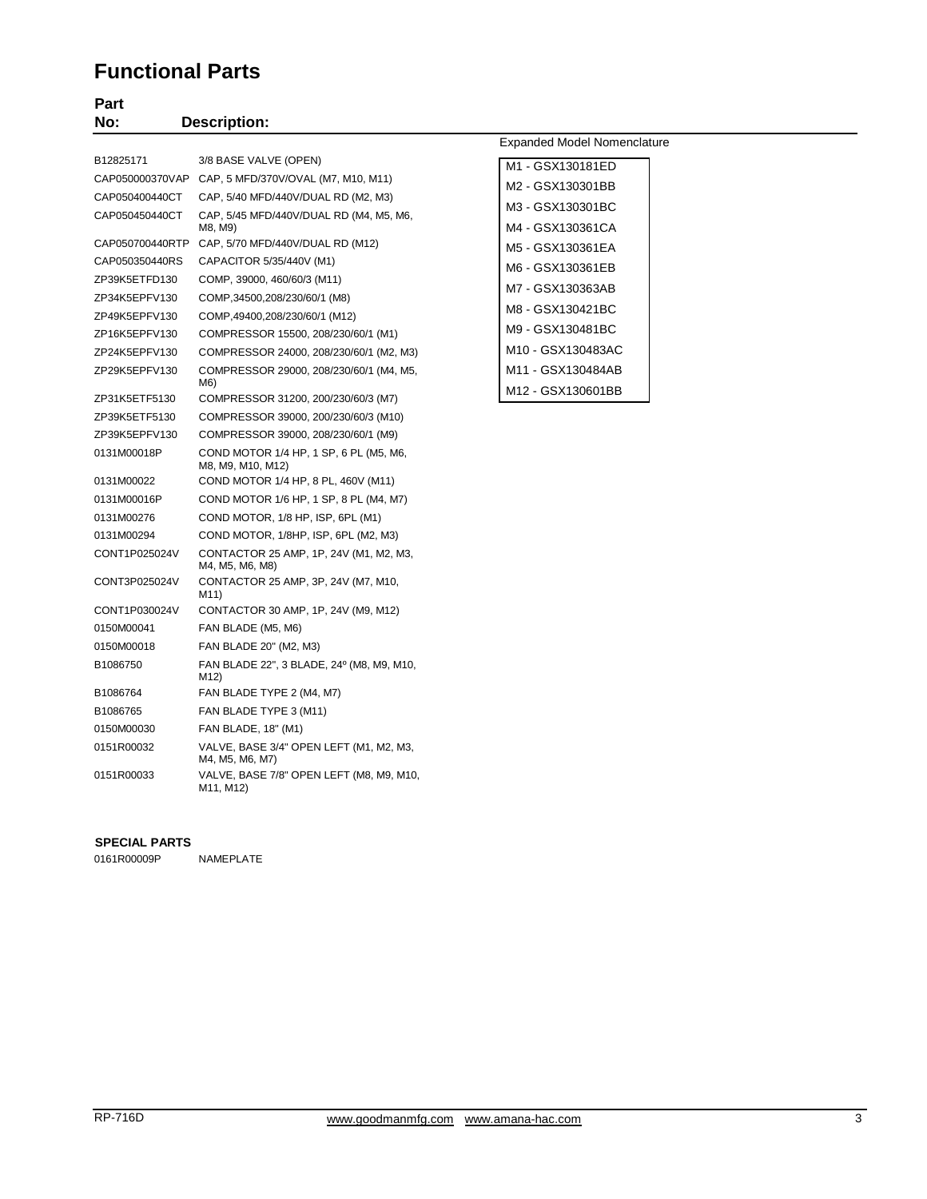# Functional Parts

| Part No: | Description: |
|---|---|
| B12825171 | 3/8 BASE VALVE (OPEN) |
| CAP050000370VAP | CAP, 5 MFD/370V/OVAL (M7, M10, M11) |
| CAP050400440CT | CAP, 5/40 MFD/440V/DUAL RD (M2, M3) |
| CAP050450440CT | CAP, 5/45 MFD/440V/DUAL RD (M4, M5, M6, M8, M9) |
| CAP050700440RTP | CAP, 5/70 MFD/440V/DUAL RD (M12) |
| CAP050350440RS | CAPACITOR 5/35/440V (M1) |
| ZP39K5ETFD130 | COMP, 39000, 460/60/3 (M11) |
| ZP34K5EPFV130 | COMP,34500,208/230/60/1 (M8) |
| ZP49K5EPFV130 | COMP,49400,208/230/60/1 (M12) |
| ZP16K5EPFV130 | COMPRESSOR 15500, 208/230/60/1 (M1) |
| ZP24K5EPFV130 | COMPRESSOR 24000, 208/230/60/1 (M2, M3) |
| ZP29K5EPFV130 | COMPRESSOR 29000, 208/230/60/1 (M4, M5, M6) |
| ZP31K5ETF5130 | COMPRESSOR 31200, 200/230/60/3 (M7) |
| ZP39K5ETF5130 | COMPRESSOR 39000, 200/230/60/3 (M10) |
| ZP39K5EPFV130 | COMPRESSOR 39000, 208/230/60/1 (M9) |
| 0131M00018P | COND MOTOR 1/4 HP, 1 SP, 6 PL (M5, M6, M8, M9, M10, M12) |
| 0131M00022 | COND MOTOR 1/4 HP, 8 PL, 460V (M11) |
| 0131M00016P | COND MOTOR 1/6 HP, 1 SP, 8 PL (M4, M7) |
| 0131M00276 | COND MOTOR, 1/8 HP, ISP, 6PL (M1) |
| 0131M00294 | COND MOTOR, 1/8HP, ISP, 6PL (M2, M3) |
| CONT1P025024V | CONTACTOR 25 AMP, 1P, 24V (M1, M2, M3, M4, M5, M6, M8) |
| CONT3P025024V | CONTACTOR 25 AMP, 3P, 24V (M7, M10, M11) |
| CONT1P030024V | CONTACTOR 30 AMP, 1P, 24V (M9, M12) |
| 0150M00041 | FAN BLADE (M5, M6) |
| 0150M00018 | FAN BLADE 20" (M2, M3) |
| B1086750 | FAN BLADE 22", 3 BLADE, 24º (M8, M9, M10, M12) |
| B1086764 | FAN BLADE TYPE 2 (M4, M7) |
| B1086765 | FAN BLADE TYPE 3 (M11) |
| 0150M00030 | FAN BLADE, 18" (M1) |
| 0151R00032 | VALVE, BASE 3/4" OPEN LEFT (M1, M2, M3, M4, M5, M6, M7) |
| 0151R00033 | VALVE, BASE 7/8" OPEN LEFT (M8, M9, M10, M11, M12) |

Expanded Model Nomenclature

| |
|---|
| M1 - GSX130181ED |
| M2 - GSX130301BB |
| M3 - GSX130301BC |
| M4 - GSX130361CA |
| M5 - GSX130361EA |
| M6 - GSX130361EB |
| M7 - GSX130363AB |
| M8 - GSX130421BC |
| M9 - GSX130481BC |
| M10 - GSX130483AC |
| M11 - GSX130484AB |
| M12 - GSX130601BB |

**SPECIAL PARTS**

| | |
|---|---|
| 0161R00009P | NAMEPLATE |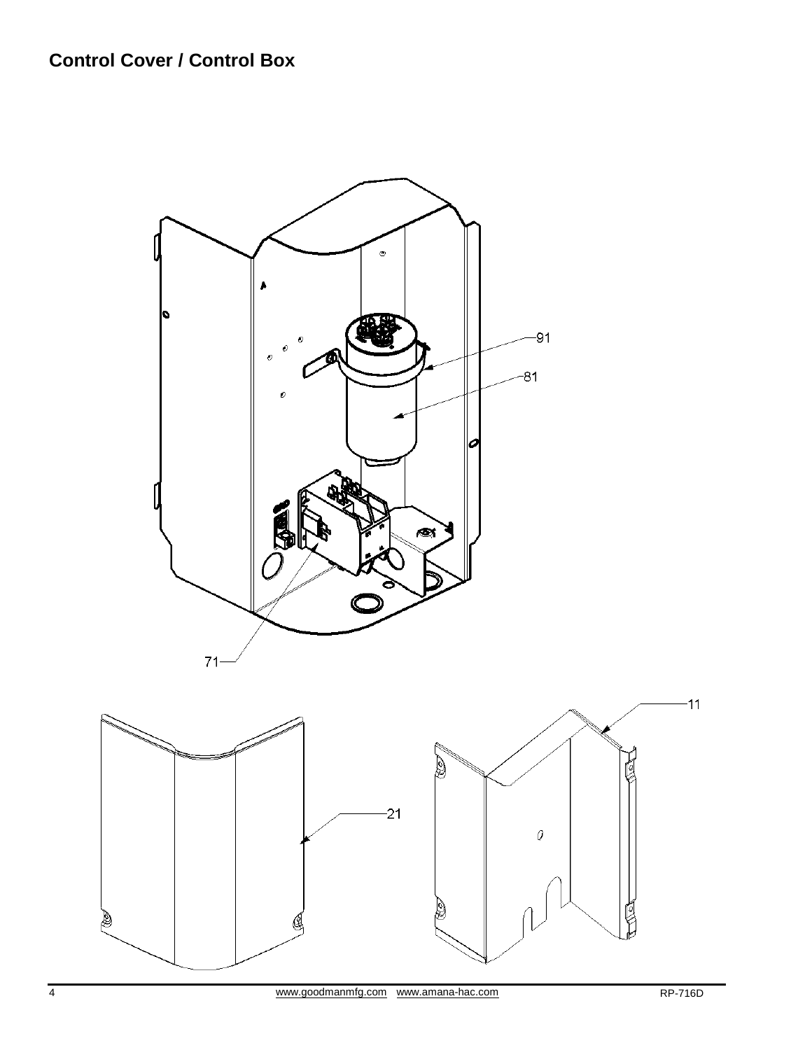## Control Cover / Control Box

91

81

71

11

21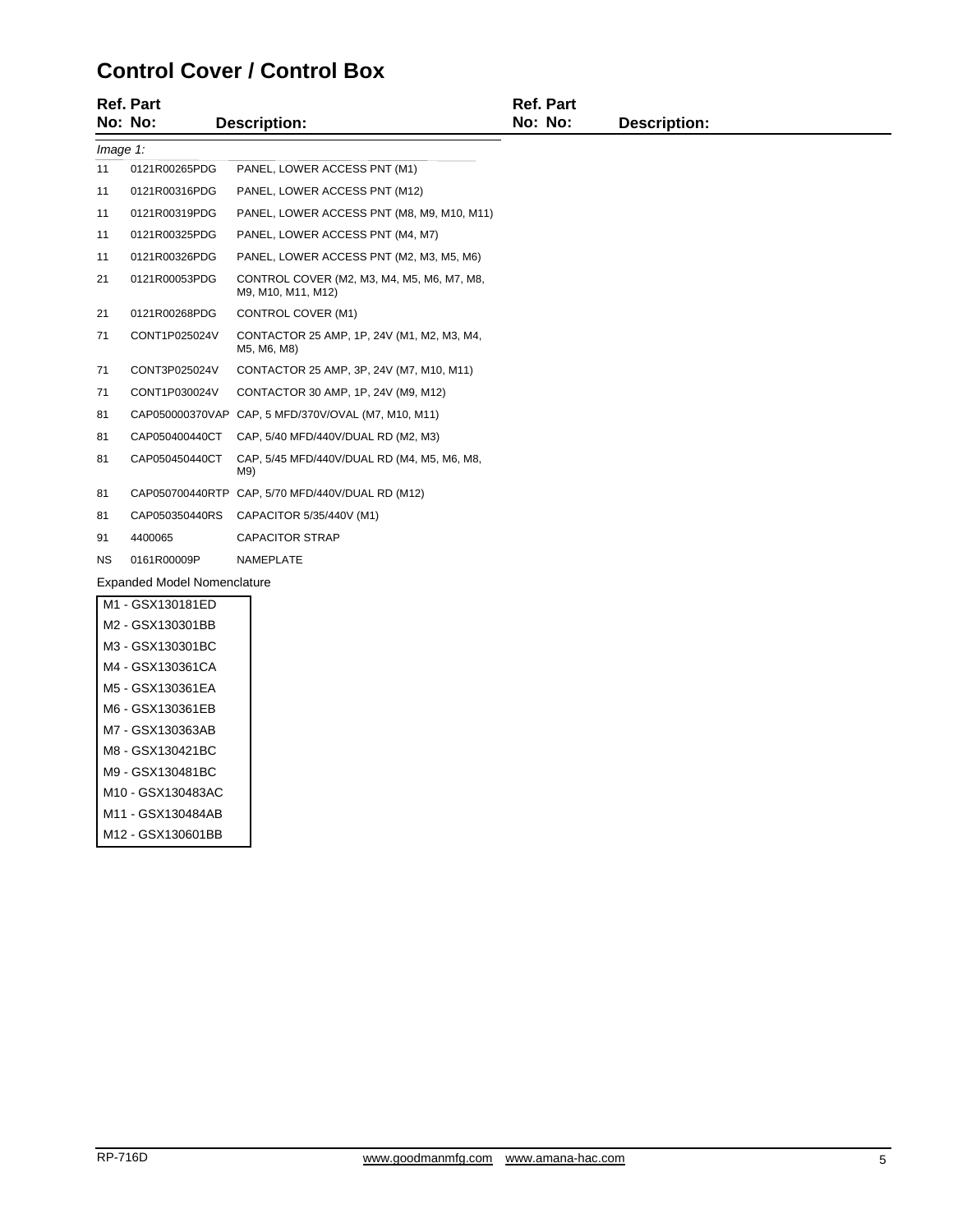# Control Cover / Control Box

| Ref. No: | Part No: | Description: |
|---|---|---|
| *Image 1:* | | |
| 11 | 0121R00265PDG | PANEL, LOWER ACCESS PNT (M1) |
| 11 | 0121R00316PDG | PANEL, LOWER ACCESS PNT (M12) |
| 11 | 0121R00319PDG | PANEL, LOWER ACCESS PNT (M8, M9, M10, M11) |
| 11 | 0121R00325PDG | PANEL, LOWER ACCESS PNT (M4, M7) |
| 11 | 0121R00326PDG | PANEL, LOWER ACCESS PNT (M2, M3, M5, M6) |
| 21 | 0121R00053PDG | CONTROL COVER (M2, M3, M4, M5, M6, M7, M8, M9, M10, M11, M12) |
| 21 | 0121R00268PDG | CONTROL COVER (M1) |
| 71 | CONT1P025024V | CONTACTOR 25 AMP, 1P, 24V (M1, M2, M3, M4, M5, M6, M8) |
| 71 | CONT3P025024V | CONTACTOR 25 AMP, 3P, 24V (M7, M10, M11) |
| 71 | CONT1P030024V | CONTACTOR 30 AMP, 1P, 24V (M9, M12) |
| 81 | CAP050000370VAP | CAP, 5 MFD/370V/OVAL (M7, M10, M11) |
| 81 | CAP050400440CT | CAP, 5/40 MFD/440V/DUAL RD (M2, M3) |
| 81 | CAP050450440CT | CAP, 5/45 MFD/440V/DUAL RD (M4, M5, M6, M8, M9) |
| 81 | CAP050700440RTP | CAP, 5/70 MFD/440V/DUAL RD (M12) |
| 81 | CAP050350440RS | CAPACITOR 5/35/440V (M1) |
| 91 | 4400065 | CAPACITOR STRAP |
| NS | 0161R00009P | NAMEPLATE |

Expanded Model Nomenclature

M1 - GSX130181ED
M2 - GSX130301BB
M3 - GSX130301BC
M4 - GSX130361CA
M5 - GSX130361EA
M6 - GSX130361EB
M7 - GSX130363AB
M8 - GSX130421BC
M9 - GSX130481BC
M10 - GSX130483AC
M11 - GSX130484AB
M12 - GSX130601BB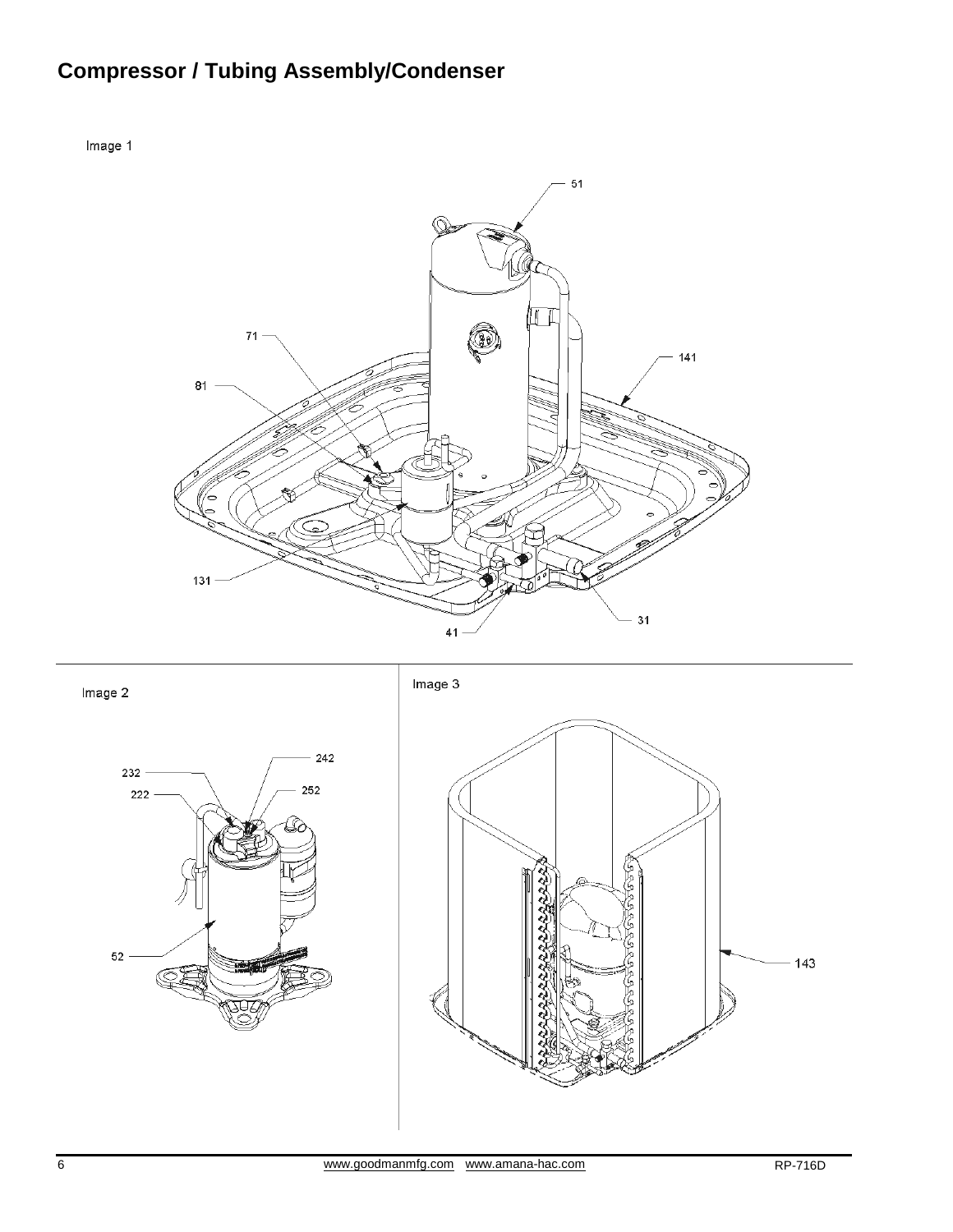## Compressor / Tubing Assembly/Condenser

Image 1

51

71

141

81

131

31

41

Image 2

232

222

242

252

52

Image 3

143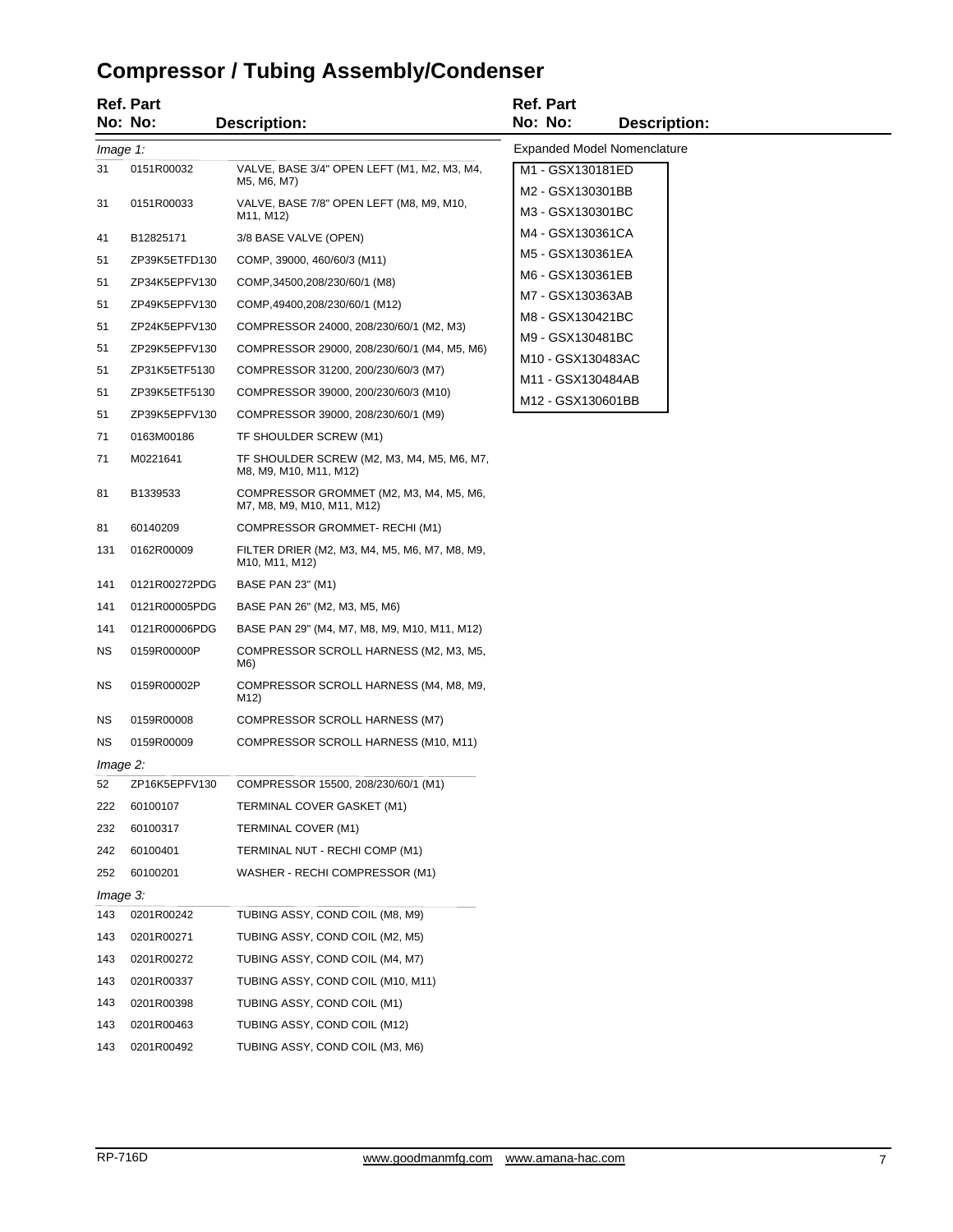# Compressor / Tubing Assembly/Condenser

| Ref. No: | Part No: | Description: |
|---|---|---|
| *Image 1:* | | |
| 31 | 0151R00032 | VALVE, BASE 3/4" OPEN LEFT (M1, M2, M3, M4, M5, M6, M7) |
| 31 | 0151R00033 | VALVE, BASE 7/8" OPEN LEFT (M8, M9, M10, M11, M12) |
| 41 | B12825171 | 3/8 BASE VALVE (OPEN) |
| 51 | ZP39K5ETFD130 | COMP, 39000, 460/60/3 (M11) |
| 51 | ZP34K5EPFV130 | COMP,34500,208/230/60/1 (M8) |
| 51 | ZP49K5EPFV130 | COMP,49400,208/230/60/1 (M12) |
| 51 | ZP24K5EPFV130 | COMPRESSOR 24000, 208/230/60/1 (M2, M3) |
| 51 | ZP29K5EPFV130 | COMPRESSOR 29000, 208/230/60/1 (M4, M5, M6) |
| 51 | ZP31K5ETF5130 | COMPRESSOR 31200, 200/230/60/3 (M7) |
| 51 | ZP39K5ETF5130 | COMPRESSOR 39000, 200/230/60/3 (M10) |
| 51 | ZP39K5EPFV130 | COMPRESSOR 39000, 208/230/60/1 (M9) |
| 71 | 0163M00186 | TF SHOULDER SCREW (M1) |
| 71 | M0221641 | TF SHOULDER SCREW (M2, M3, M4, M5, M6, M7, M8, M9, M10, M11, M12) |
| 81 | B1339533 | COMPRESSOR GROMMET (M2, M3, M4, M5, M6, M7, M8, M9, M10, M11, M12) |
| 81 | 60140209 | COMPRESSOR GROMMET- RECHI (M1) |
| 131 | 0162R00009 | FILTER DRIER (M2, M3, M4, M5, M6, M7, M8, M9, M10, M11, M12) |
| 141 | 0121R00272PDG | BASE PAN 23" (M1) |
| 141 | 0121R00005PDG | BASE PAN 26" (M2, M3, M5, M6) |
| 141 | 0121R00006PDG | BASE PAN 29" (M4, M7, M8, M9, M10, M11, M12) |
| NS | 0159R00000P | COMPRESSOR SCROLL HARNESS (M2, M3, M5, M6) |
| NS | 0159R00002P | COMPRESSOR SCROLL HARNESS (M4, M8, M9, M12) |
| NS | 0159R00008 | COMPRESSOR SCROLL HARNESS (M7) |
| NS | 0159R00009 | COMPRESSOR SCROLL HARNESS (M10, M11) |
| *Image 2:* | | |
| 52 | ZP16K5EPFV130 | COMPRESSOR 15500, 208/230/60/1 (M1) |
| 222 | 60100107 | TERMINAL COVER GASKET (M1) |
| 232 | 60100317 | TERMINAL COVER (M1) |
| 242 | 60100401 | TERMINAL NUT - RECHI COMP (M1) |
| 252 | 60100201 | WASHER - RECHI COMPRESSOR (M1) |
| *Image 3:* | | |
| 143 | 0201R00242 | TUBING ASSY, COND COIL (M8, M9) |
| 143 | 0201R00271 | TUBING ASSY, COND COIL (M2, M5) |
| 143 | 0201R00272 | TUBING ASSY, COND COIL (M4, M7) |
| 143 | 0201R00337 | TUBING ASSY, COND COIL (M10, M11) |
| 143 | 0201R00398 | TUBING ASSY, COND COIL (M1) |
| 143 | 0201R00463 | TUBING ASSY, COND COIL (M12) |
| 143 | 0201R00492 | TUBING ASSY, COND COIL (M3, M6) |

Expanded Model Nomenclature

- M1 - GSX130181ED
- M2 - GSX130301BB
- M3 - GSX130301BC
- M4 - GSX130361CA
- M5 - GSX130361EA
- M6 - GSX130361EB
- M7 - GSX130363AB
- M8 - GSX130421BC
- M9 - GSX130481BC
- M10 - GSX130483AC
- M11 - GSX130484AB
- M12 - GSX130601BB

RP-716D www.goodmanmfg.com www.amana-hac.com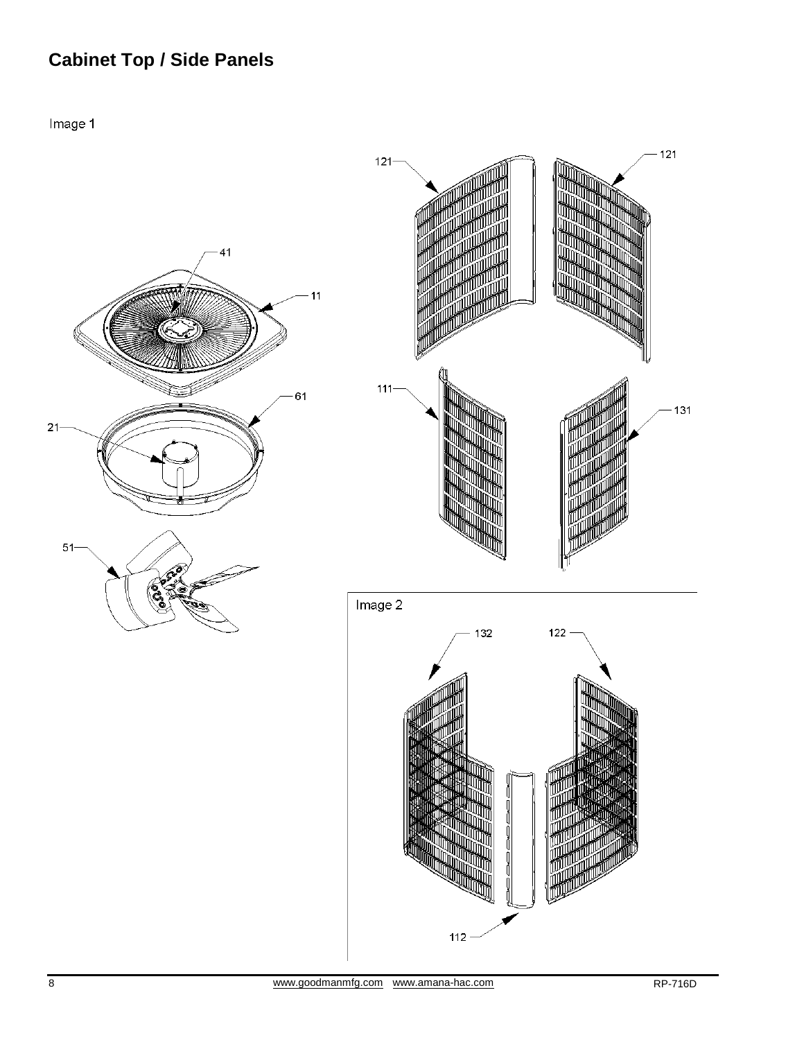## Cabinet Top / Side Panels

Image 1

41

11

61

21

51

121

121

111

131

Image 2

132

122

112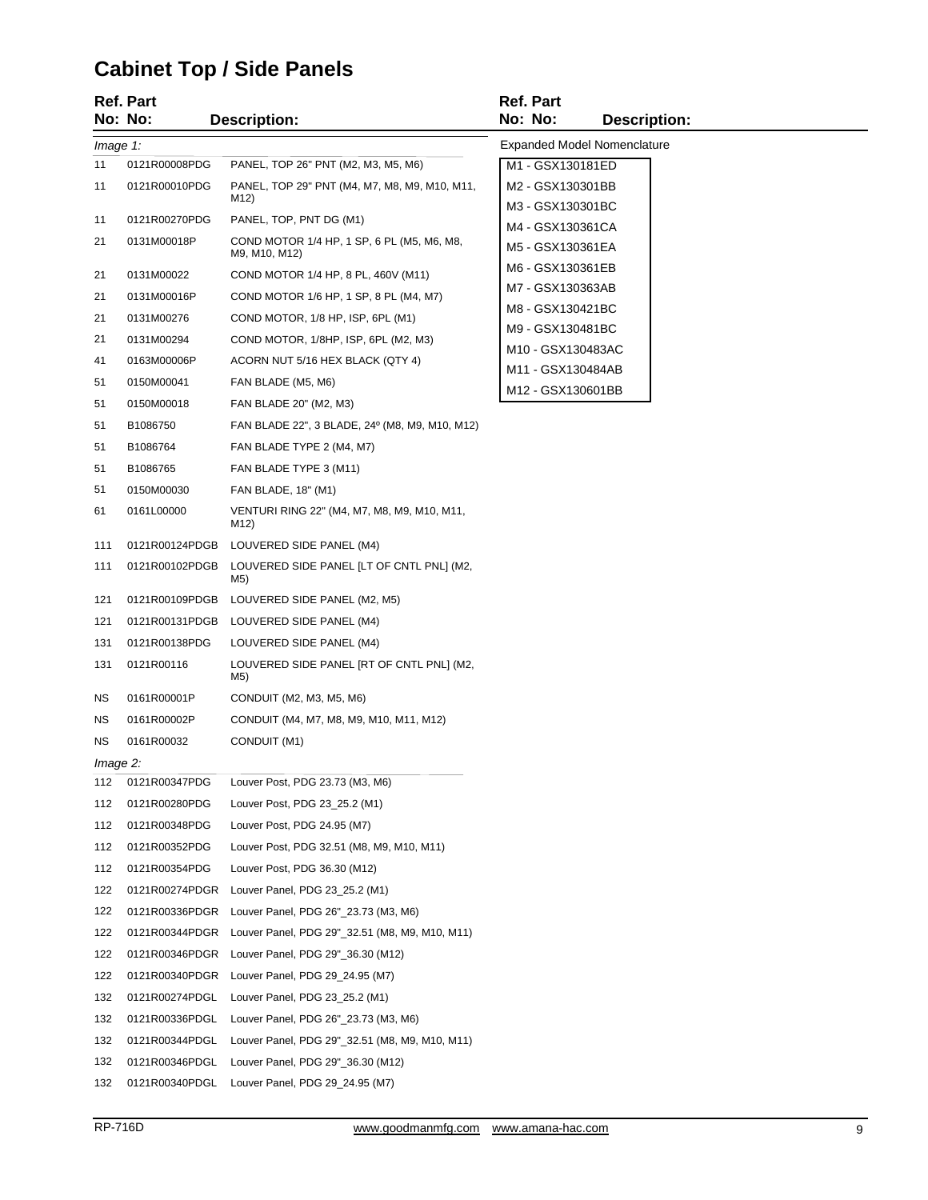# Cabinet Top / Side Panels

| Ref. No: | Part No: | Description: |
|---|---|---|
| *Image 1:* | | |
| 11 | 0121R00008PDG | PANEL, TOP 26" PNT (M2, M3, M5, M6) |
| 11 | 0121R00010PDG | PANEL, TOP 29" PNT (M4, M7, M8, M9, M10, M11, M12) |
| 11 | 0121R00270PDG | PANEL, TOP, PNT DG (M1) |
| 21 | 0131M00018P | COND MOTOR 1/4 HP, 1 SP, 6 PL (M5, M6, M8, M9, M10, M12) |
| 21 | 0131M00022 | COND MOTOR 1/4 HP, 8 PL, 460V (M11) |
| 21 | 0131M00016P | COND MOTOR 1/6 HP, 1 SP, 8 PL (M4, M7) |
| 21 | 0131M00276 | COND MOTOR, 1/8 HP, ISP, 6PL (M1) |
| 21 | 0131M00294 | COND MOTOR, 1/8HP, ISP, 6PL (M2, M3) |
| 41 | 0163M00006P | ACORN NUT 5/16 HEX BLACK (QTY 4) |
| 51 | 0150M00041 | FAN BLADE (M5, M6) |
| 51 | 0150M00018 | FAN BLADE 20" (M2, M3) |
| 51 | B1086750 | FAN BLADE 22", 3 BLADE, 24º (M8, M9, M10, M12) |
| 51 | B1086764 | FAN BLADE TYPE 2 (M4, M7) |
| 51 | B1086765 | FAN BLADE TYPE 3 (M11) |
| 51 | 0150M00030 | FAN BLADE, 18" (M1) |
| 61 | 0161L00000 | VENTURI RING 22" (M4, M7, M8, M9, M10, M11, M12) |
| 111 | 0121R00124PDGB | LOUVERED SIDE PANEL (M4) |
| 111 | 0121R00102PDGB | LOUVERED SIDE PANEL [LT OF CNTL PNL] (M2, M5) |
| 121 | 0121R00109PDGB | LOUVERED SIDE PANEL (M2, M5) |
| 121 | 0121R00131PDGB | LOUVERED SIDE PANEL (M4) |
| 131 | 0121R00138PDG | LOUVERED SIDE PANEL (M4) |
| 131 | 0121R00116 | LOUVERED SIDE PANEL [RT OF CNTL PNL] (M2, M5) |
| NS | 0161R00001P | CONDUIT (M2, M3, M5, M6) |
| NS | 0161R00002P | CONDUIT (M4, M7, M8, M9, M10, M11, M12) |
| NS | 0161R00032 | CONDUIT (M1) |
| *Image 2:* | | |
| 112 | 0121R00347PDG | Louver Post, PDG 23.73 (M3, M6) |
| 112 | 0121R00280PDG | Louver Post, PDG 23_25.2 (M1) |
| 112 | 0121R00348PDG | Louver Post, PDG 24.95 (M7) |
| 112 | 0121R00352PDG | Louver Post, PDG 32.51 (M8, M9, M10, M11) |
| 112 | 0121R00354PDG | Louver Post, PDG 36.30 (M12) |
| 122 | 0121R00274PDGR | Louver Panel, PDG 23_25.2 (M1) |
| 122 | 0121R00336PDGR | Louver Panel, PDG 26"_23.73 (M3, M6) |
| 122 | 0121R00344PDGR | Louver Panel, PDG 29"_32.51 (M8, M9, M10, M11) |
| 122 | 0121R00346PDGR | Louver Panel, PDG 29"_36.30 (M12) |
| 122 | 0121R00340PDGR | Louver Panel, PDG 29_24.95 (M7) |
| 132 | 0121R00274PDGL | Louver Panel, PDG 23_25.2 (M1) |
| 132 | 0121R00336PDGL | Louver Panel, PDG 26"_23.73 (M3, M6) |
| 132 | 0121R00344PDGL | Louver Panel, PDG 29"_32.51 (M8, M9, M10, M11) |
| 132 | 0121R00346PDGL | Louver Panel, PDG 29"_36.30 (M12) |
| 132 | 0121R00340PDGL | Louver Panel, PDG 29_24.95 (M7) |

Expanded Model Nomenclature

- M1 - GSX130181ED
- M2 - GSX130301BB
- M3 - GSX130301BC
- M4 - GSX130361CA
- M5 - GSX130361EA
- M6 - GSX130361EB
- M7 - GSX130363AB
- M8 - GSX130421BC
- M9 - GSX130481BC
- M10 - GSX130483AC
- M11 - GSX130484AB
- M12 - GSX130601BB

RP-716D www.goodmanmfg.com www.amana-hac.com